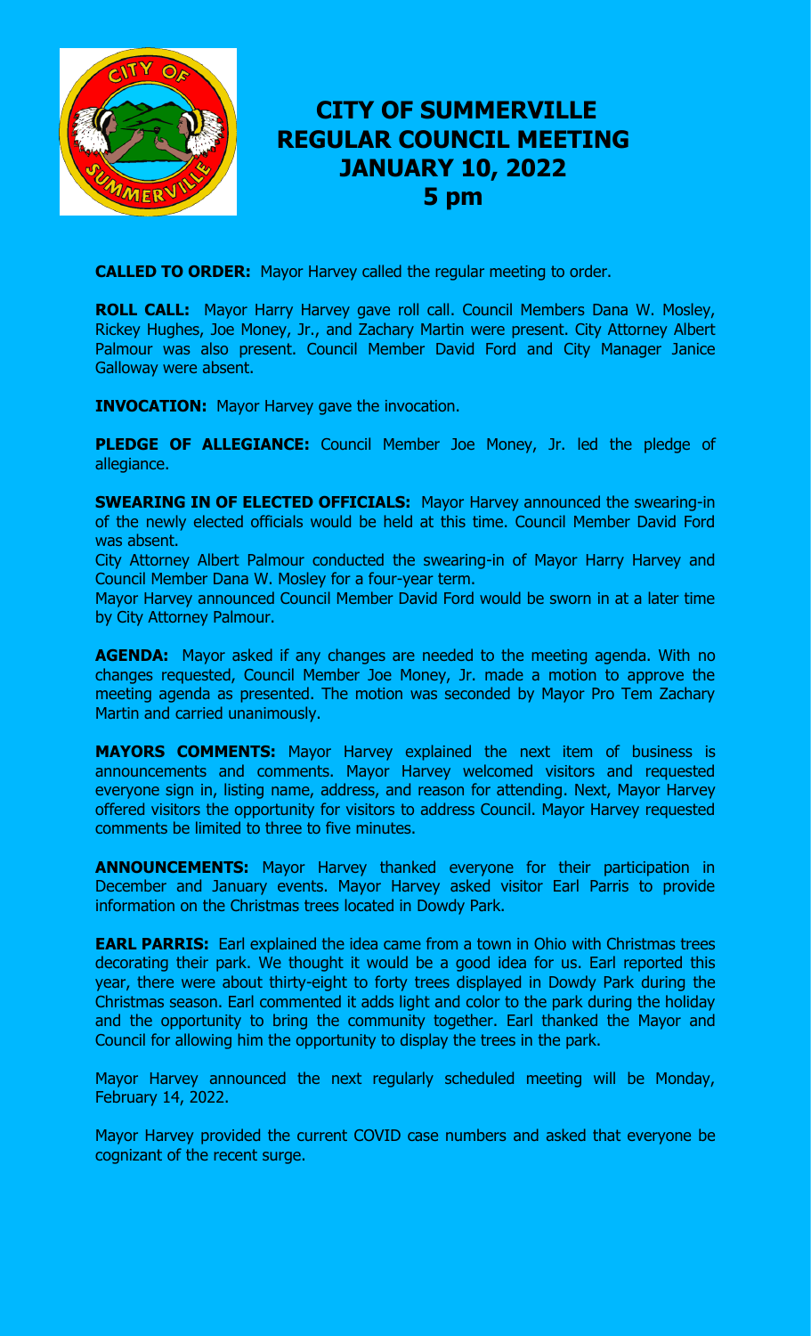# CITY OF SUMMERVILLE
# REGULAR COUNCIL MEETING
# JANUARY 10, 2022
# 5 pm

**CALLED TO ORDER:** Mayor Harvey called the regular meeting to order.

**ROLL CALL:** Mayor Harry Harvey gave roll call. Council Members Dana W. Mosley, Rickey Hughes, Joe Money, Jr., and Zachary Martin were present. City Attorney Albert Palmour was also present. Council Member David Ford and City Manager Janice Galloway were absent.

**INVOCATION:** Mayor Harvey gave the invocation.

**PLEDGE OF ALLEGIANCE:** Council Member Joe Money, Jr. led the pledge of allegiance.

**SWEARING IN OF ELECTED OFFICIALS:** Mayor Harvey announced the swearing-in of the newly elected officials would be held at this time. Council Member David Ford was absent.

City Attorney Albert Palmour conducted the swearing-in of Mayor Harry Harvey and Council Member Dana W. Mosley for a four-year term.

Mayor Harvey announced Council Member David Ford would be sworn in at a later time by City Attorney Palmour.

**AGENDA:** Mayor asked if any changes are needed to the meeting agenda. With no changes requested, Council Member Joe Money, Jr. made a motion to approve the meeting agenda as presented. The motion was seconded by Mayor Pro Tem Zachary Martin and carried unanimously.

**MAYORS COMMENTS:** Mayor Harvey explained the next item of business is announcements and comments. Mayor Harvey welcomed visitors and requested everyone sign in, listing name, address, and reason for attending. Next, Mayor Harvey offered visitors the opportunity for visitors to address Council. Mayor Harvey requested comments be limited to three to five minutes.

**ANNOUNCEMENTS:** Mayor Harvey thanked everyone for their participation in December and January events. Mayor Harvey asked visitor Earl Parris to provide information on the Christmas trees located in Dowdy Park.

**EARL PARRIS:** Earl explained the idea came from a town in Ohio with Christmas trees decorating their park. We thought it would be a good idea for us. Earl reported this year, there were about thirty-eight to forty trees displayed in Dowdy Park during the Christmas season. Earl commented it adds light and color to the park during the holiday and the opportunity to bring the community together. Earl thanked the Mayor and Council for allowing him the opportunity to display the trees in the park.

Mayor Harvey announced the next regularly scheduled meeting will be Monday, February 14, 2022.

Mayor Harvey provided the current COVID case numbers and asked that everyone be cognizant of the recent surge.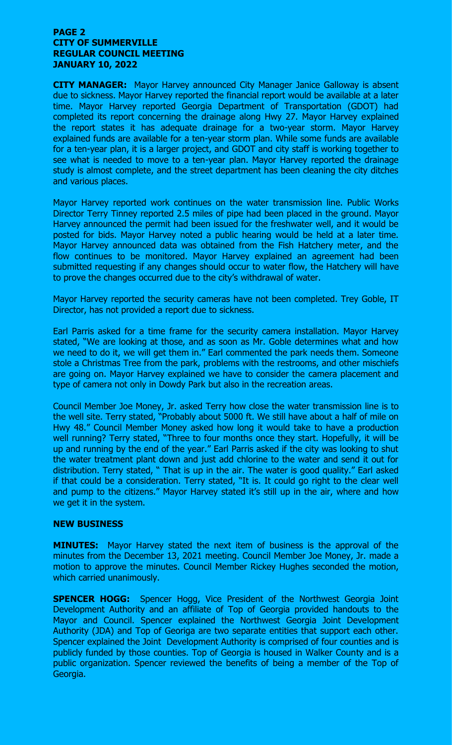**CITY MANAGER:** Mayor Harvey announced City Manager Janice Galloway is absent due to sickness. Mayor Harvey reported the financial report would be available at a later time. Mayor Harvey reported Georgia Department of Transportation (GDOT) had completed its report concerning the drainage along Hwy 27. Mayor Harvey explained the report states it has adequate drainage for a two-year storm. Mayor Harvey explained funds are available for a ten-year storm plan. While some funds are available for a ten-year plan, it is a larger project, and GDOT and city staff is working together to see what is needed to move to a ten-year plan. Mayor Harvey reported the drainage study is almost complete, and the street department has been cleaning the city ditches and various places.

Mayor Harvey reported work continues on the water transmission line. Public Works Director Terry Tinney reported 2.5 miles of pipe had been placed in the ground. Mayor Harvey announced the permit had been issued for the freshwater well, and it would be posted for bids. Mayor Harvey noted a public hearing would be held at a later time. Mayor Harvey announced data was obtained from the Fish Hatchery meter, and the flow continues to be monitored. Mayor Harvey explained an agreement had been submitted requesting if any changes should occur to water flow, the Hatchery will have to prove the changes occurred due to the city's withdrawal of water.

Mayor Harvey reported the security cameras have not been completed. Trey Goble, IT Director, has not provided a report due to sickness.

Earl Parris asked for a time frame for the security camera installation. Mayor Harvey stated, "We are looking at those, and as soon as Mr. Goble determines what and how we need to do it, we will get them in." Earl commented the park needs them. Someone stole a Christmas Tree from the park, problems with the restrooms, and other mischiefs are going on. Mayor Harvey explained we have to consider the camera placement and type of camera not only in Dowdy Park but also in the recreation areas.

Council Member Joe Money, Jr. asked Terry how close the water transmission line is to the well site. Terry stated, "Probably about 5000 ft. We still have about a half of mile on Hwy 48." Council Member Money asked how long it would take to have a production well running? Terry stated, "Three to four months once they start. Hopefully, it will be up and running by the end of the year." Earl Parris asked if the city was looking to shut the water treatment plant down and just add chlorine to the water and send it out for distribution. Terry stated, " That is up in the air. The water is good quality." Earl asked if that could be a consideration. Terry stated, "It is. It could go right to the clear well and pump to the citizens." Mayor Harvey stated it's still up in the air, where and how we get it in the system.

## NEW BUSINESS

**MINUTES:** Mayor Harvey stated the next item of business is the approval of the minutes from the December 13, 2021 meeting. Council Member Joe Money, Jr. made a motion to approve the minutes. Council Member Rickey Hughes seconded the motion, which carried unanimously.

**SPENCER HOGG:** Spencer Hogg, Vice President of the Northwest Georgia Joint Development Authority and an affiliate of Top of Georgia provided handouts to the Mayor and Council. Spencer explained the Northwest Georgia Joint Development Authority (JDA) and Top of Georiga are two separate entities that support each other. Spencer explained the Joint Development Authority is comprised of four counties and is publicly funded by those counties. Top of Georgia is housed in Walker County and is a public organization. Spencer reviewed the benefits of being a member of the Top of Georgia.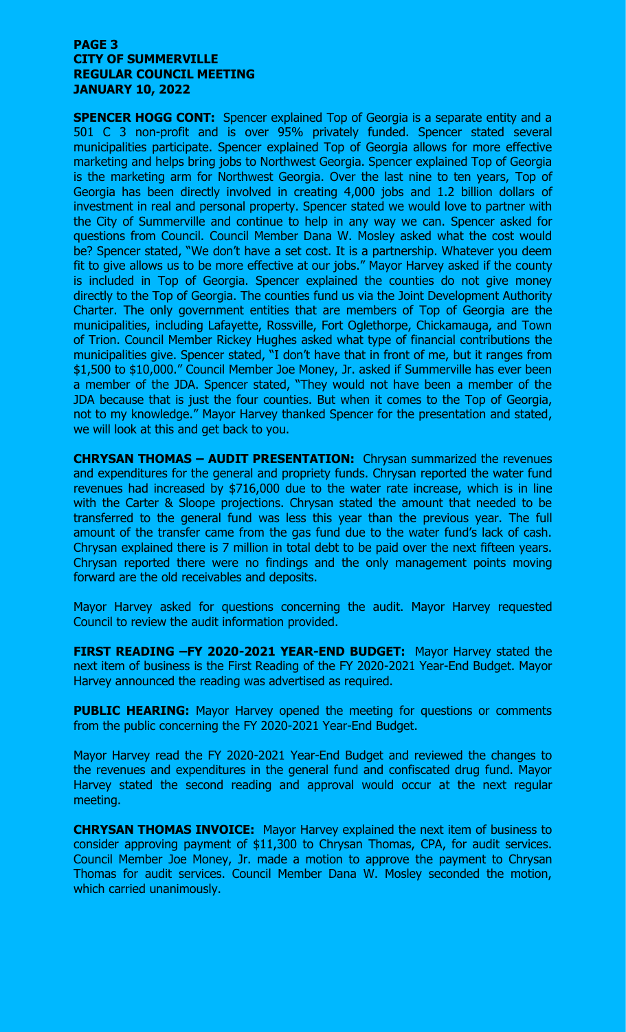**SPENCER HOGG CONT:** Spencer explained Top of Georgia is a separate entity and a 501 C 3 non-profit and is over 95% privately funded. Spencer stated several municipalities participate. Spencer explained Top of Georgia allows for more effective marketing and helps bring jobs to Northwest Georgia. Spencer explained Top of Georgia is the marketing arm for Northwest Georgia. Over the last nine to ten years, Top of Georgia has been directly involved in creating 4,000 jobs and 1.2 billion dollars of investment in real and personal property. Spencer stated we would love to partner with the City of Summerville and continue to help in any way we can. Spencer asked for questions from Council. Council Member Dana W. Mosley asked what the cost would be? Spencer stated, "We don't have a set cost. It is a partnership. Whatever you deem fit to give allows us to be more effective at our jobs." Mayor Harvey asked if the county is included in Top of Georgia. Spencer explained the counties do not give money directly to the Top of Georgia. The counties fund us via the Joint Development Authority Charter. The only government entities that are members of Top of Georgia are the municipalities, including Lafayette, Rossville, Fort Oglethorpe, Chickamauga, and Town of Trion. Council Member Rickey Hughes asked what type of financial contributions the municipalities give. Spencer stated, "I don't have that in front of me, but it ranges from $1,500 to $10,000." Council Member Joe Money, Jr. asked if Summerville has ever been a member of the JDA. Spencer stated, "They would not have been a member of the JDA because that is just the four counties. But when it comes to the Top of Georgia, not to my knowledge." Mayor Harvey thanked Spencer for the presentation and stated, we will look at this and get back to you.

**CHRYSAN THOMAS – AUDIT PRESENTATION:** Chrysan summarized the revenues and expenditures for the general and propriety funds. Chrysan reported the water fund revenues had increased by $716,000 due to the water rate increase, which is in line with the Carter & Sloope projections. Chrysan stated the amount that needed to be transferred to the general fund was less this year than the previous year. The full amount of the transfer came from the gas fund due to the water fund's lack of cash. Chrysan explained there is 7 million in total debt to be paid over the next fifteen years. Chrysan reported there were no findings and the only management points moving forward are the old receivables and deposits.

Mayor Harvey asked for questions concerning the audit. Mayor Harvey requested Council to review the audit information provided.

**FIRST READING –FY 2020-2021 YEAR-END BUDGET:** Mayor Harvey stated the next item of business is the First Reading of the FY 2020-2021 Year-End Budget. Mayor Harvey announced the reading was advertised as required.

**PUBLIC HEARING:** Mayor Harvey opened the meeting for questions or comments from the public concerning the FY 2020-2021 Year-End Budget.

Mayor Harvey read the FY 2020-2021 Year-End Budget and reviewed the changes to the revenues and expenditures in the general fund and confiscated drug fund. Mayor Harvey stated the second reading and approval would occur at the next regular meeting.

**CHRYSAN THOMAS INVOICE:** Mayor Harvey explained the next item of business to consider approving payment of $11,300 to Chrysan Thomas, CPA, for audit services. Council Member Joe Money, Jr. made a motion to approve the payment to Chrysan Thomas for audit services. Council Member Dana W. Mosley seconded the motion, which carried unanimously.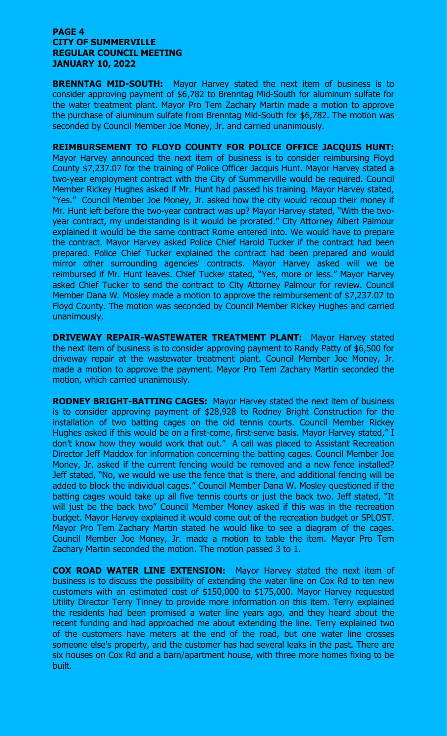**BRENNTAG MID-SOUTH:** Mayor Harvey stated the next item of business is to consider approving payment of $6,782 to Brenntag Mid-South for aluminum sulfate for the water treatment plant. Mayor Pro Tem Zachary Martin made a motion to approve the purchase of aluminum sulfate from Brenntag Mid-South for $6,782. The motion was seconded by Council Member Joe Money, Jr. and carried unanimously.

**REIMBURSEMENT TO FLOYD COUNTY FOR POLICE OFFICE JACQUIS HUNT:** Mayor Harvey announced the next item of business is to consider reimbursing Floyd County $7,237.07 for the training of Police Officer Jacquis Hunt. Mayor Harvey stated a two-year employment contract with the City of Summerville would be required. Council Member Rickey Hughes asked if Mr. Hunt had passed his training. Mayor Harvey stated, "Yes." Council Member Joe Money, Jr. asked how the city would recoup their money if Mr. Hunt left before the two-year contract was up? Mayor Harvey stated, "With the two-year contract, my understanding is it would be prorated." City Attorney Albert Palmour explained it would be the same contract Rome entered into. We would have to prepare the contract. Mayor Harvey asked Police Chief Harold Tucker if the contract had been prepared. Police Chief Tucker explained the contract had been prepared and would mirror other surrounding agencies' contracts. Mayor Harvey asked will we be reimbursed if Mr. Hunt leaves. Chief Tucker stated, "Yes, more or less." Mayor Harvey asked Chief Tucker to send the contract to City Attorney Palmour for review. Council Member Dana W. Mosley made a motion to approve the reimbursement of $7,237.07 to Floyd County. The motion was seconded by Council Member Rickey Hughes and carried unanimously.

**DRIVEWAY REPAIR-WASTEWATER TREATMENT PLANT:** Mayor Harvey stated the next item of business is to consider approving payment to Randy Patty of $6,500 for driveway repair at the wastewater treatment plant. Council Member Joe Money, Jr. made a motion to approve the payment. Mayor Pro Tem Zachary Martin seconded the motion, which carried unanimously.

**RODNEY BRIGHT-BATTING CAGES:** Mayor Harvey stated the next item of business is to consider approving payment of $28,928 to Rodney Bright Construction for the installation of two batting cages on the old tennis courts. Council Member Rickey Hughes asked if this would be on a first-come, first-serve basis. Mayor Harvey stated," I don't know how they would work that out." A call was placed to Assistant Recreation Director Jeff Maddox for information concerning the batting cages. Council Member Joe Money, Jr. asked if the current fencing would be removed and a new fence installed? Jeff stated, "No, we would we use the fence that is there, and additional fencing will be added to block the individual cages." Council Member Dana W. Mosley questioned if the batting cages would take up all five tennis courts or just the back two. Jeff stated, "It will just be the back two" Council Member Money asked if this was in the recreation budget. Mayor Harvey explained it would come out of the recreation budget or SPLOST. Mayor Pro Tem Zachary Martin stated he would like to see a diagram of the cages. Council Member Joe Money, Jr. made a motion to table the item. Mayor Pro Tem Zachary Martin seconded the motion. The motion passed 3 to 1.

**COX ROAD WATER LINE EXTENSION:** Mayor Harvey stated the next item of business is to discuss the possibility of extending the water line on Cox Rd to ten new customers with an estimated cost of $150,000 to $175,000. Mayor Harvey requested Utility Director Terry Tinney to provide more information on this item. Terry explained the residents had been promised a water line years ago, and they heard about the recent funding and had approached me about extending the line. Terry explained two of the customers have meters at the end of the road, but one water line crosses someone else's property, and the customer has had several leaks in the past. There are six houses on Cox Rd and a barn/apartment house, with three more homes fixing to be built.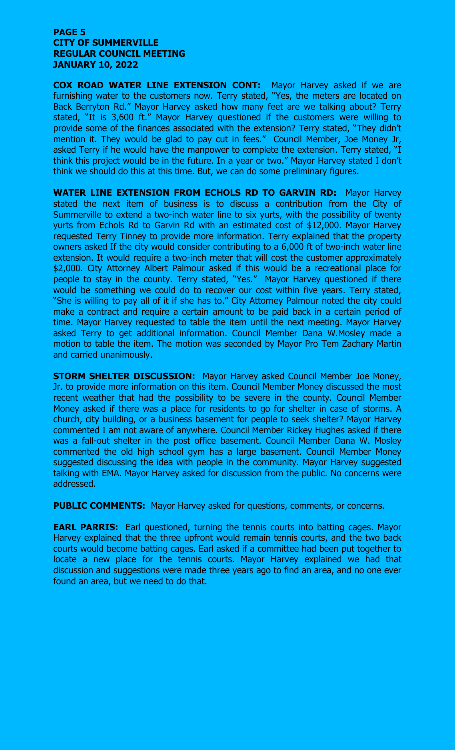**COX ROAD WATER LINE EXTENSION CONT:** Mayor Harvey asked if we are furnishing water to the customers now. Terry stated, "Yes, the meters are located on Back Berryton Rd." Mayor Harvey asked how many feet are we talking about? Terry stated, "It is 3,600 ft." Mayor Harvey questioned if the customers were willing to provide some of the finances associated with the extension? Terry stated, "They didn't mention it. They would be glad to pay cut in fees." Council Member, Joe Money Jr, asked Terry if he would have the manpower to complete the extension. Terry stated, "I think this project would be in the future. In a year or two." Mayor Harvey stated I don't think we should do this at this time. But, we can do some preliminary figures.

**WATER LINE EXTENSION FROM ECHOLS RD TO GARVIN RD:** Mayor Harvey stated the next item of business is to discuss a contribution from the City of Summerville to extend a two-inch water line to six yurts, with the possibility of twenty yurts from Echols Rd to Garvin Rd with an estimated cost of $12,000. Mayor Harvey requested Terry Tinney to provide more information. Terry explained that the property owners asked If the city would consider contributing to a 6,000 ft of two-inch water line extension. It would require a two-inch meter that will cost the customer approximately $2,000. City Attorney Albert Palmour asked if this would be a recreational place for people to stay in the county. Terry stated, "Yes." Mayor Harvey questioned if there would be something we could do to recover our cost within five years. Terry stated, "She is willing to pay all of it if she has to." City Attorney Palmour noted the city could make a contract and require a certain amount to be paid back in a certain period of time. Mayor Harvey requested to table the item until the next meeting. Mayor Harvey asked Terry to get additional information. Council Member Dana W.Mosley made a motion to table the item. The motion was seconded by Mayor Pro Tem Zachary Martin and carried unanimously.

**STORM SHELTER DISCUSSION:** Mayor Harvey asked Council Member Joe Money, Jr. to provide more information on this item. Council Member Money discussed the most recent weather that had the possibility to be severe in the county. Council Member Money asked if there was a place for residents to go for shelter in case of storms. A church, city building, or a business basement for people to seek shelter? Mayor Harvey commented I am not aware of anywhere. Council Member Rickey Hughes asked if there was a fall-out shelter in the post office basement. Council Member Dana W. Mosley commented the old high school gym has a large basement. Council Member Money suggested discussing the idea with people in the community. Mayor Harvey suggested talking with EMA. Mayor Harvey asked for discussion from the public. No concerns were addressed.

**PUBLIC COMMENTS:** Mayor Harvey asked for questions, comments, or concerns.

**EARL PARRIS:** Earl questioned, turning the tennis courts into batting cages. Mayor Harvey explained that the three upfront would remain tennis courts, and the two back courts would become batting cages. Earl asked if a committee had been put together to locate a new place for the tennis courts. Mayor Harvey explained we had that discussion and suggestions were made three years ago to find an area, and no one ever found an area, but we need to do that.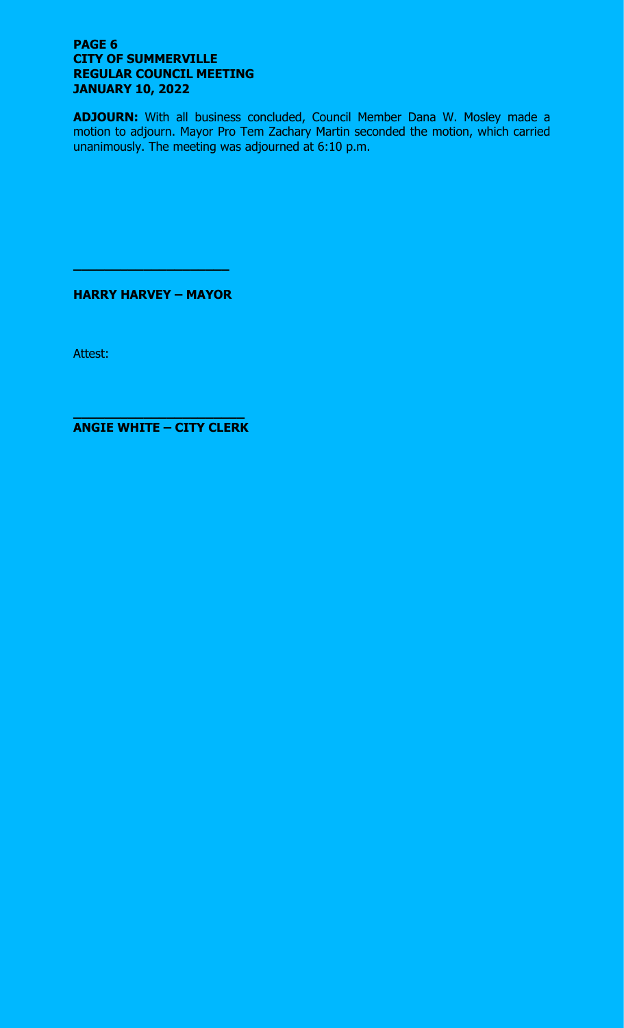**ADJOURN:** With all business concluded, Council Member Dana W. Mosley made a motion to adjourn. Mayor Pro Tem Zachary Martin seconded the motion, which carried unanimously. The meeting was adjourned at 6:10 p.m.

______________________

**HARRY HARVEY – MAYOR**

Attest:

______________________

**ANGIE WHITE – CITY CLERK**